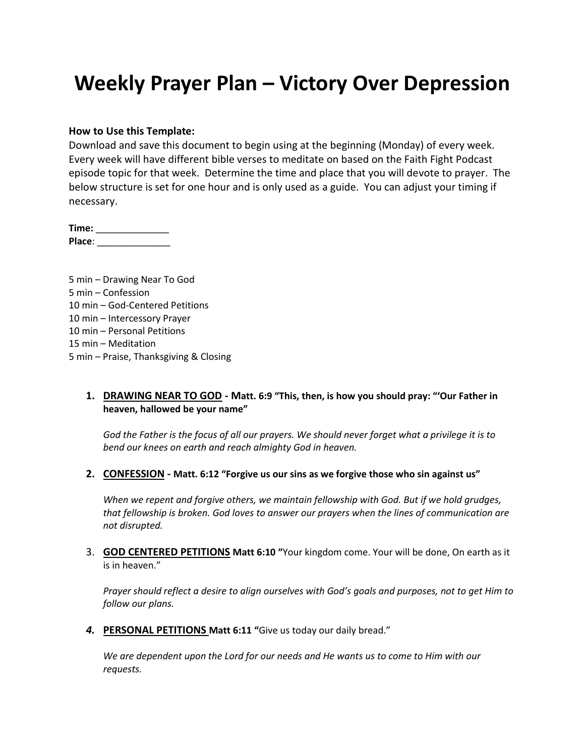# Weekly Prayer Plan – Victory Over Depression

**How to Use this Template:**
Download and save this document to begin using at the beginning (Monday) of every week. Every week will have different bible verses to meditate on based on the Faith Fight Podcast episode topic for that week. Determine the time and place that you will devote to prayer. The below structure is set for one hour and is only used as a guide. You can adjust your timing if necessary.

**Time:** ______________
**Place**: ______________

5 min – Drawing Near To God
5 min – Confession
10 min – God-Centered Petitions
10 min – Intercessory Prayer
10 min – Personal Petitions
15 min – Meditation
5 min – Praise, Thanksgiving & Closing

1. **DRAWING NEAR TO GOD - Matt. 6:9 "This, then, is how you should pray: "'Our Father in heaven, hallowed be your name"**

   *God the Father is the focus of all our prayers. We should never forget what a privilege it is to bend our knees on earth and reach almighty God in heaven.*

2. **CONFESSION - Matt. 6:12 "Forgive us our sins as we forgive those who sin against us"**

   *When we repent and forgive others, we maintain fellowship with God. But if we hold grudges, that fellowship is broken. God loves to answer our prayers when the lines of communication are not disrupted.*

3. **GOD CENTERED PETITIONS Matt 6:10 "**Your kingdom come. Your will be done, On earth as it is in heaven."

   *Prayer should reflect a desire to align ourselves with God's goals and purposes, not to get Him to follow our plans.*

4. **PERSONAL PETITIONS Matt 6:11 "**Give us today our daily bread."

   *We are dependent upon the Lord for our needs and He wants us to come to Him with our requests.*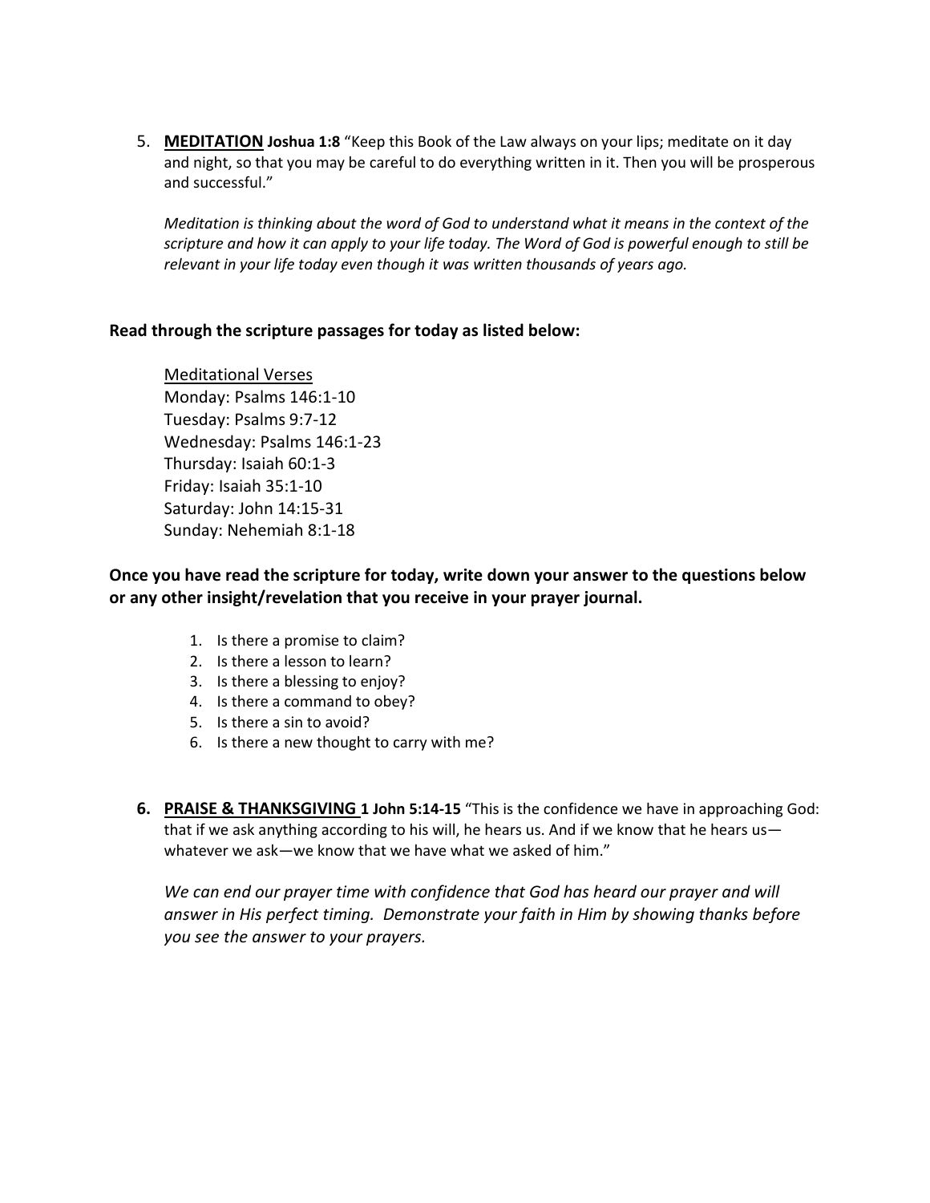5. **MEDITATION** **Joshua 1:8** "Keep this Book of the Law always on your lips; meditate on it day and night, so that you may be careful to do everything written in it. Then you will be prosperous and successful."

   *Meditation is thinking about the word of God to understand what it means in the context of the scripture and how it can apply to your life today. The Word of God is powerful enough to still be relevant in your life today even though it was written thousands of years ago.*

**Read through the scripture passages for today as listed below:**

Meditational Verses
Monday: Psalms 146:1-10
Tuesday: Psalms 9:7-12
Wednesday: Psalms 146:1-23
Thursday: Isaiah 60:1-3
Friday: Isaiah 35:1-10
Saturday: John 14:15-31
Sunday: Nehemiah 8:1-18

**Once you have read the scripture for today, write down your answer to the questions below or any other insight/revelation that you receive in your prayer journal.**

1. Is there a promise to claim?
2. Is there a lesson to learn?
3. Is there a blessing to enjoy?
4. Is there a command to obey?
5. Is there a sin to avoid?
6. Is there a new thought to carry with me?

6. **PRAISE & THANKSGIVING** **1 John 5:14-15** "This is the confidence we have in approaching God: that if we ask anything according to his will, he hears us. And if we know that he hears us—whatever we ask—we know that we have what we asked of him."

   *We can end our prayer time with confidence that God has heard our prayer and will answer in His perfect timing. Demonstrate your faith in Him by showing thanks before you see the answer to your prayers.*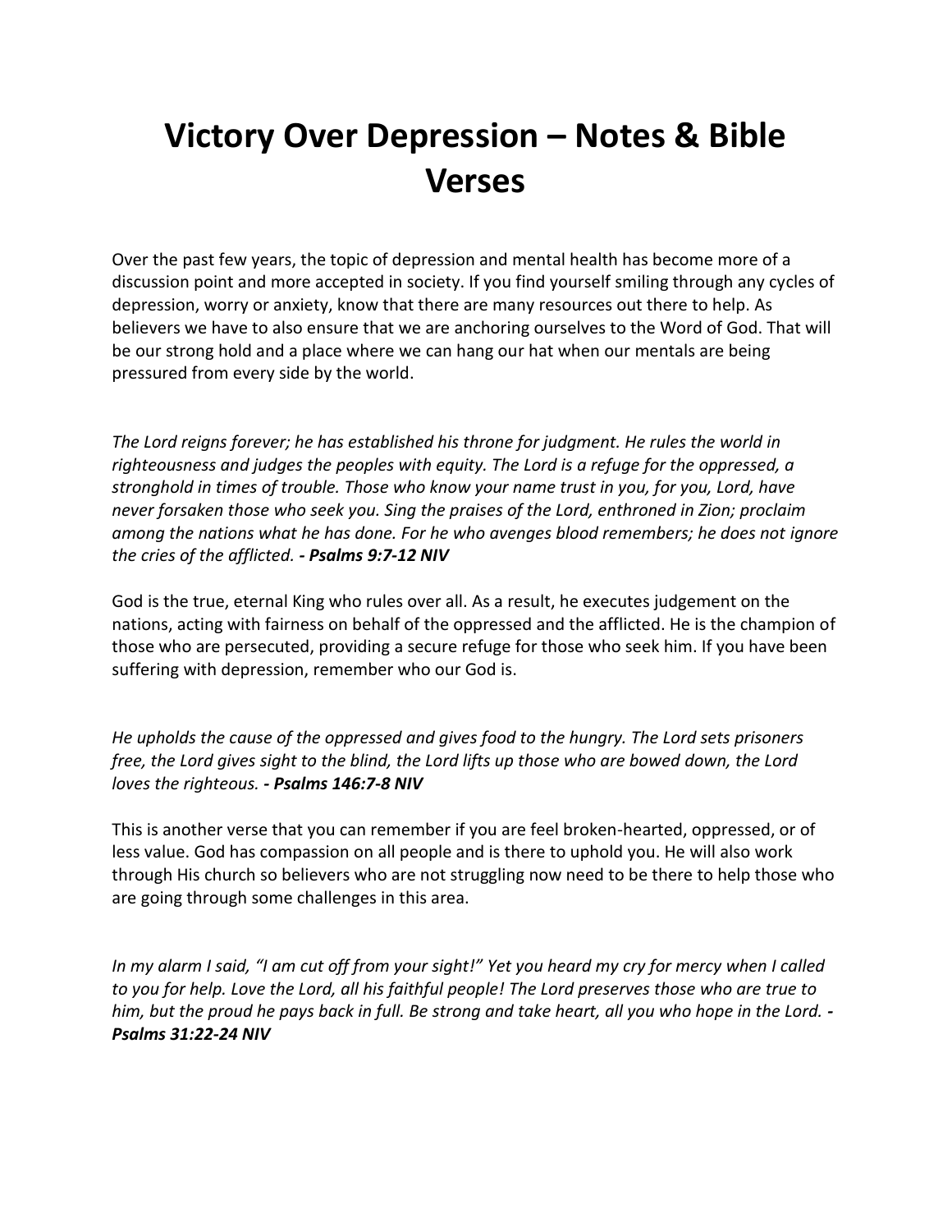# Victory Over Depression – Notes & Bible Verses

Over the past few years, the topic of depression and mental health has become more of a discussion point and more accepted in society. If you find yourself smiling through any cycles of depression, worry or anxiety, know that there are many resources out there to help. As believers we have to also ensure that we are anchoring ourselves to the Word of God. That will be our strong hold and a place where we can hang our hat when our mentals are being pressured from every side by the world.

*The Lord reigns forever; he has established his throne for judgment. He rules the world in righteousness and judges the peoples with equity. The Lord is a refuge for the oppressed, a stronghold in times of trouble. Those who know your name trust in you, for you, Lord, have never forsaken those who seek you. Sing the praises of the Lord, enthroned in Zion; proclaim among the nations what he has done. For he who avenges blood remembers; he does not ignore the cries of the afflicted.* ***- Psalms 9:7-12 NIV***

God is the true, eternal King who rules over all. As a result, he executes judgement on the nations, acting with fairness on behalf of the oppressed and the afflicted. He is the champion of those who are persecuted, providing a secure refuge for those who seek him. If you have been suffering with depression, remember who our God is.

*He upholds the cause of the oppressed and gives food to the hungry. The Lord sets prisoners free, the Lord gives sight to the blind, the Lord lifts up those who are bowed down, the Lord loves the righteous.* ***- Psalms 146:7-8 NIV***

This is another verse that you can remember if you are feel broken-hearted, oppressed, or of less value. God has compassion on all people and is there to uphold you. He will also work through His church so believers who are not struggling now need to be there to help those who are going through some challenges in this area.

*In my alarm I said, "I am cut off from your sight!" Yet you heard my cry for mercy when I called to you for help. Love the Lord, all his faithful people! The Lord preserves those who are true to him, but the proud he pays back in full. Be strong and take heart, all you who hope in the Lord.* ***- Psalms 31:22-24 NIV***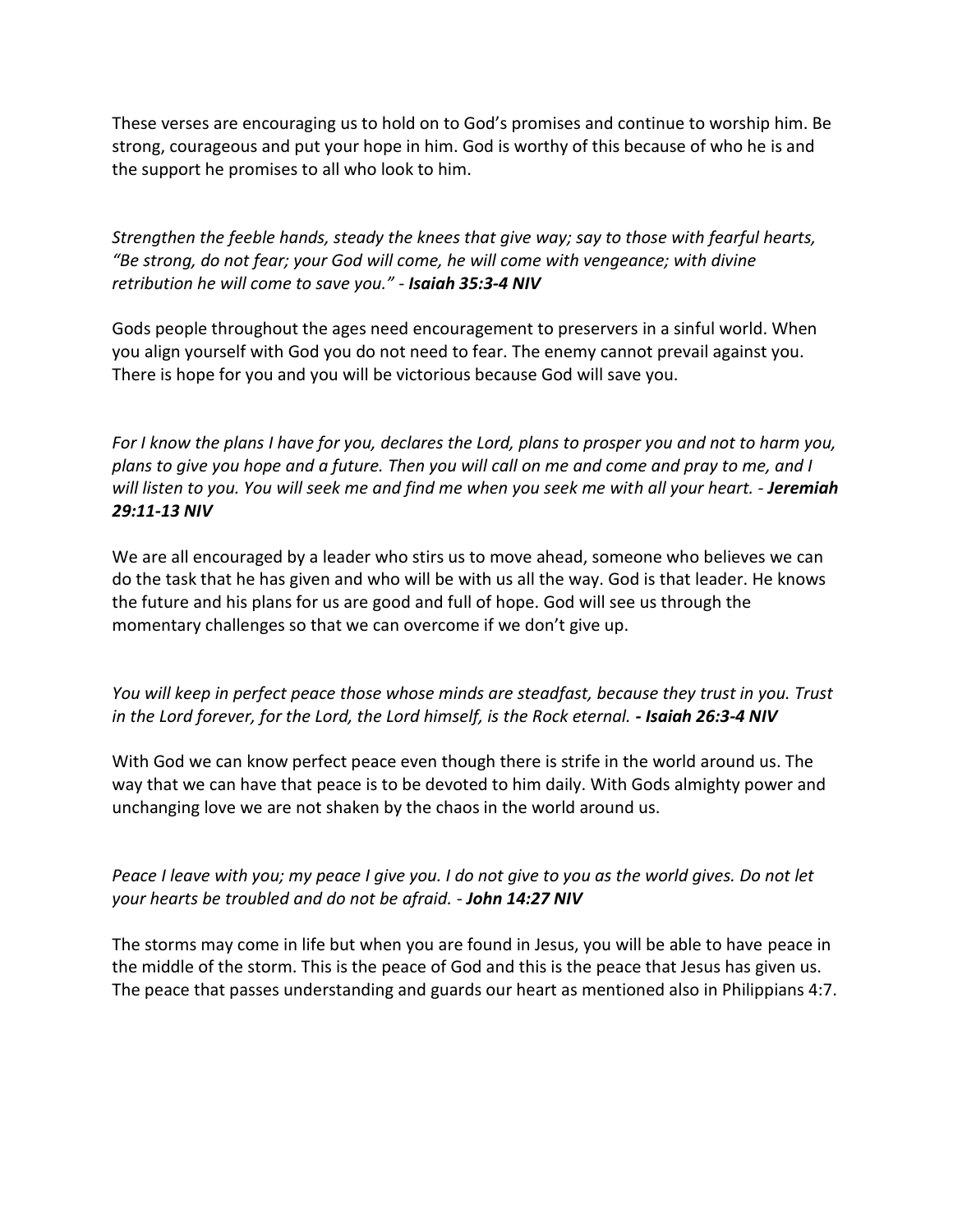These verses are encouraging us to hold on to God's promises and continue to worship him. Be strong, courageous and put your hope in him. God is worthy of this because of who he is and the support he promises to all who look to him.

*Strengthen the feeble hands, steady the knees that give way; say to those with fearful hearts, "Be strong, do not fear; your God will come, he will come with vengeance; with divine retribution he will come to save you."* - ***Isaiah 35:3-4 NIV***

Gods people throughout the ages need encouragement to preservers in a sinful world. When you align yourself with God you do not need to fear. The enemy cannot prevail against you. There is hope for you and you will be victorious because God will save you.

*For I know the plans I have for you, declares the Lord, plans to prosper you and not to harm you, plans to give you hope and a future. Then you will call on me and come and pray to me, and I will listen to you. You will seek me and find me when you seek me with all your heart.* - ***Jeremiah 29:11-13 NIV***

We are all encouraged by a leader who stirs us to move ahead, someone who believes we can do the task that he has given and who will be with us all the way. God is that leader. He knows the future and his plans for us are good and full of hope. God will see us through the momentary challenges so that we can overcome if we don't give up.

*You will keep in perfect peace those whose minds are steadfast, because they trust in you. Trust in the Lord forever, for the Lord, the Lord himself, is the Rock eternal.* ***- Isaiah 26:3-4 NIV***

With God we can know perfect peace even though there is strife in the world around us. The way that we can have that peace is to be devoted to him daily. With Gods almighty power and unchanging love we are not shaken by the chaos in the world around us.

*Peace I leave with you; my peace I give you. I do not give to you as the world gives. Do not let your hearts be troubled and do not be afraid.* - ***John 14:27 NIV***

The storms may come in life but when you are found in Jesus, you will be able to have peace in the middle of the storm. This is the peace of God and this is the peace that Jesus has given us. The peace that passes understanding and guards our heart as mentioned also in Philippians 4:7.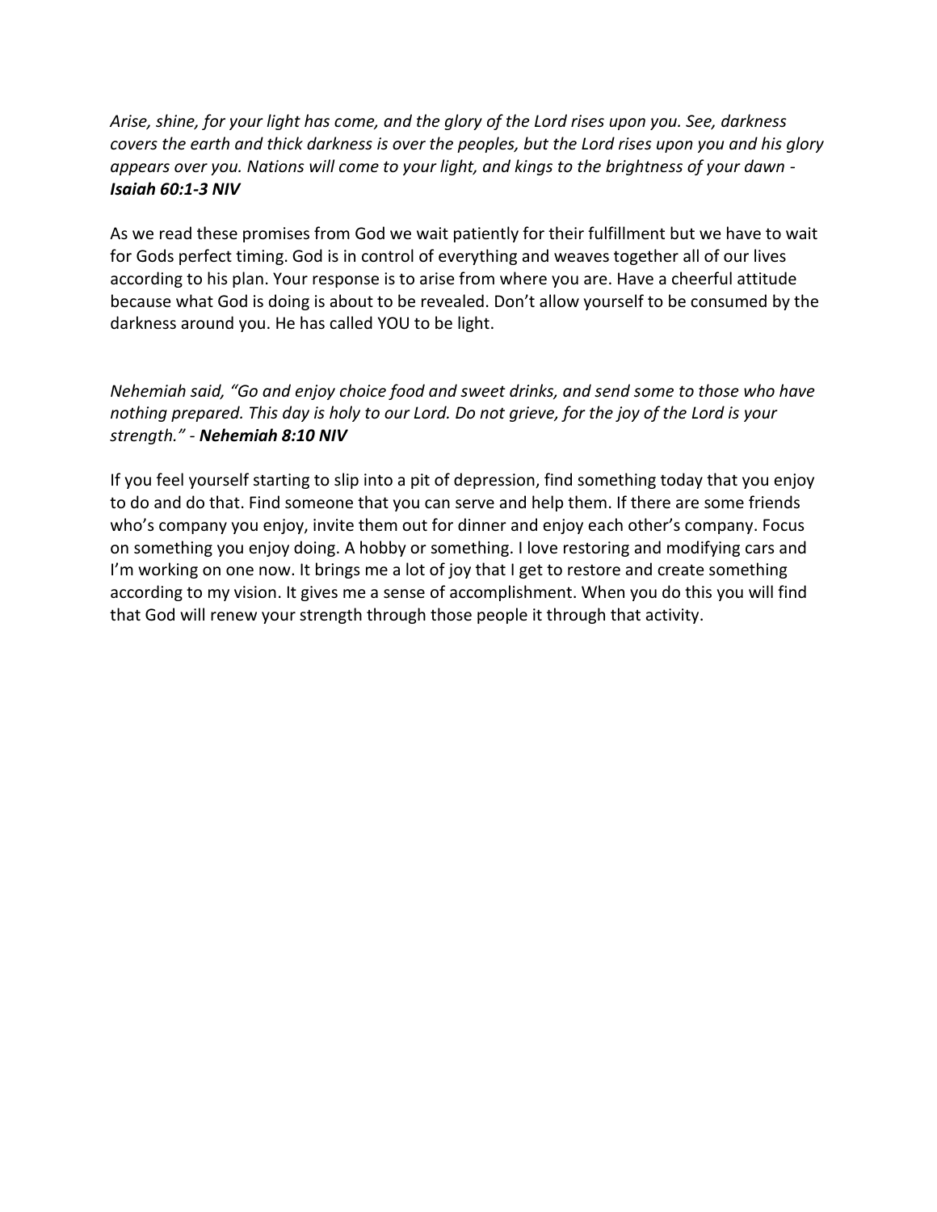*Arise, shine, for your light has come, and the glory of the Lord rises upon you. See, darkness covers the earth and thick darkness is over the peoples, but the Lord rises upon you and his glory appears over you. Nations will come to your light, and kings to the brightness of your dawn -* ***Isaiah 60:1-3 NIV***

As we read these promises from God we wait patiently for their fulfillment but we have to wait for Gods perfect timing. God is in control of everything and weaves together all of our lives according to his plan. Your response is to arise from where you are. Have a cheerful attitude because what God is doing is about to be revealed. Don't allow yourself to be consumed by the darkness around you. He has called YOU to be light.

*Nehemiah said, "Go and enjoy choice food and sweet drinks, and send some to those who have nothing prepared. This day is holy to our Lord. Do not grieve, for the joy of the Lord is your strength." -* ***Nehemiah 8:10 NIV***

If you feel yourself starting to slip into a pit of depression, find something today that you enjoy to do and do that. Find someone that you can serve and help them. If there are some friends who's company you enjoy, invite them out for dinner and enjoy each other's company. Focus on something you enjoy doing. A hobby or something. I love restoring and modifying cars and I'm working on one now. It brings me a lot of joy that I get to restore and create something according to my vision. It gives me a sense of accomplishment. When you do this you will find that God will renew your strength through those people it through that activity.